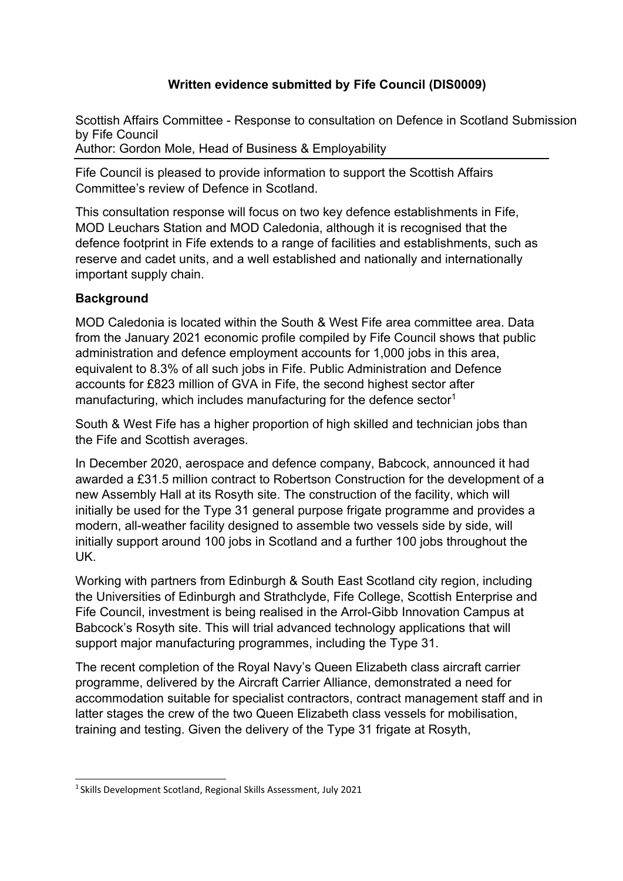# Written evidence submitted by Fife Council (DIS0009)

Scottish Affairs Committee - Response to consultation on Defence in Scotland Submission by Fife Council
Author: Gordon Mole, Head of Business & Employability

---

Fife Council is pleased to provide information to support the Scottish Affairs Committee's review of Defence in Scotland.

This consultation response will focus on two key defence establishments in Fife, MOD Leuchars Station and MOD Caledonia, although it is recognised that the defence footprint in Fife extends to a range of facilities and establishments, such as reserve and cadet units, and a well established and nationally and internationally important supply chain.

## Background

MOD Caledonia is located within the South & West Fife area committee area. Data from the January 2021 economic profile compiled by Fife Council shows that public administration and defence employment accounts for 1,000 jobs in this area, equivalent to 8.3% of all such jobs in Fife. Public Administration and Defence accounts for £823 million of GVA in Fife, the second highest sector after manufacturing, which includes manufacturing for the defence sector[1]

South & West Fife has a higher proportion of high skilled and technician jobs than the Fife and Scottish averages.

In December 2020, aerospace and defence company, Babcock, announced it had awarded a £31.5 million contract to Robertson Construction for the development of a new Assembly Hall at its Rosyth site. The construction of the facility, which will initially be used for the Type 31 general purpose frigate programme and provides a modern, all-weather facility designed to assemble two vessels side by side, will initially support around 100 jobs in Scotland and a further 100 jobs throughout the UK.

Working with partners from Edinburgh & South East Scotland city region, including the Universities of Edinburgh and Strathclyde, Fife College, Scottish Enterprise and Fife Council, investment is being realised in the Arrol-Gibb Innovation Campus at Babcock's Rosyth site. This will trial advanced technology applications that will support major manufacturing programmes, including the Type 31.

The recent completion of the Royal Navy's Queen Elizabeth class aircraft carrier programme, delivered by the Aircraft Carrier Alliance, demonstrated a need for accommodation suitable for specialist contractors, contract management staff and in latter stages the crew of the two Queen Elizabeth class vessels for mobilisation, training and testing. Given the delivery of the Type 31 frigate at Rosyth,

---

[1] Skills Development Scotland, Regional Skills Assessment, July 2021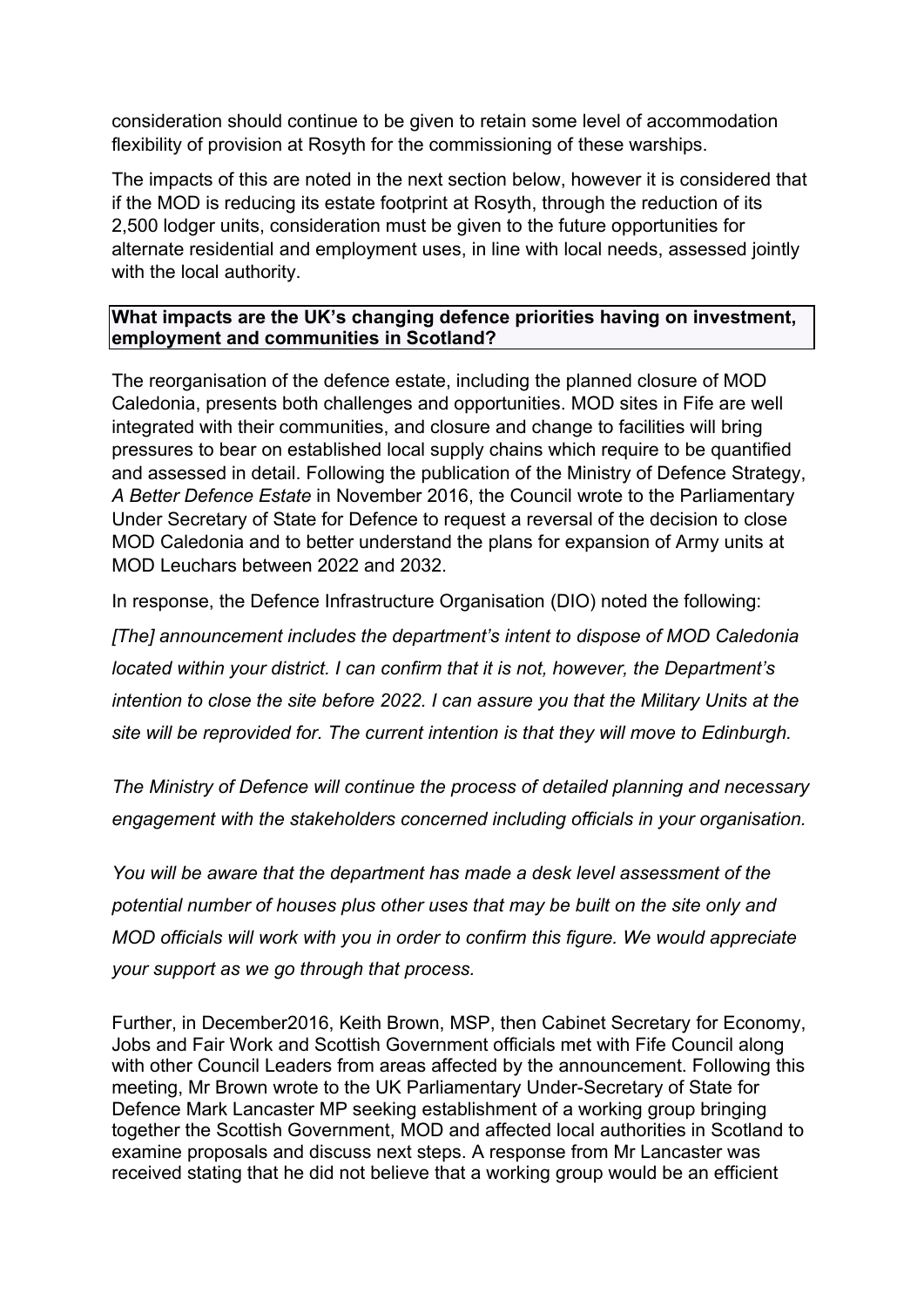consideration should continue to be given to retain some level of accommodation flexibility of provision at Rosyth for the commissioning of these warships.

The impacts of this are noted in the next section below, however it is considered that if the MOD is reducing its estate footprint at Rosyth, through the reduction of its 2,500 lodger units, consideration must be given to the future opportunities for alternate residential and employment uses, in line with local needs, assessed jointly with the local authority.

**What impacts are the UK's changing defence priorities having on investment, employment and communities in Scotland?**

The reorganisation of the defence estate, including the planned closure of MOD Caledonia, presents both challenges and opportunities. MOD sites in Fife are well integrated with their communities, and closure and change to facilities will bring pressures to bear on established local supply chains which require to be quantified and assessed in detail. Following the publication of the Ministry of Defence Strategy, *A Better Defence Estate* in November 2016, the Council wrote to the Parliamentary Under Secretary of State for Defence to request a reversal of the decision to close MOD Caledonia and to better understand the plans for expansion of Army units at MOD Leuchars between 2022 and 2032.

In response, the Defence Infrastructure Organisation (DIO) noted the following:

*[The] announcement includes the department's intent to dispose of MOD Caledonia located within your district. I can confirm that it is not, however, the Department's intention to close the site before 2022. I can assure you that the Military Units at the site will be reprovided for. The current intention is that they will move to Edinburgh.*

*The Ministry of Defence will continue the process of detailed planning and necessary engagement with the stakeholders concerned including officials in your organisation.*

*You will be aware that the department has made a desk level assessment of the potential number of houses plus other uses that may be built on the site only and MOD officials will work with you in order to confirm this figure. We would appreciate your support as we go through that process.*

Further, in December2016, Keith Brown, MSP, then Cabinet Secretary for Economy, Jobs and Fair Work and Scottish Government officials met with Fife Council along with other Council Leaders from areas affected by the announcement. Following this meeting, Mr Brown wrote to the UK Parliamentary Under-Secretary of State for Defence Mark Lancaster MP seeking establishment of a working group bringing together the Scottish Government, MOD and affected local authorities in Scotland to examine proposals and discuss next steps. A response from Mr Lancaster was received stating that he did not believe that a working group would be an efficient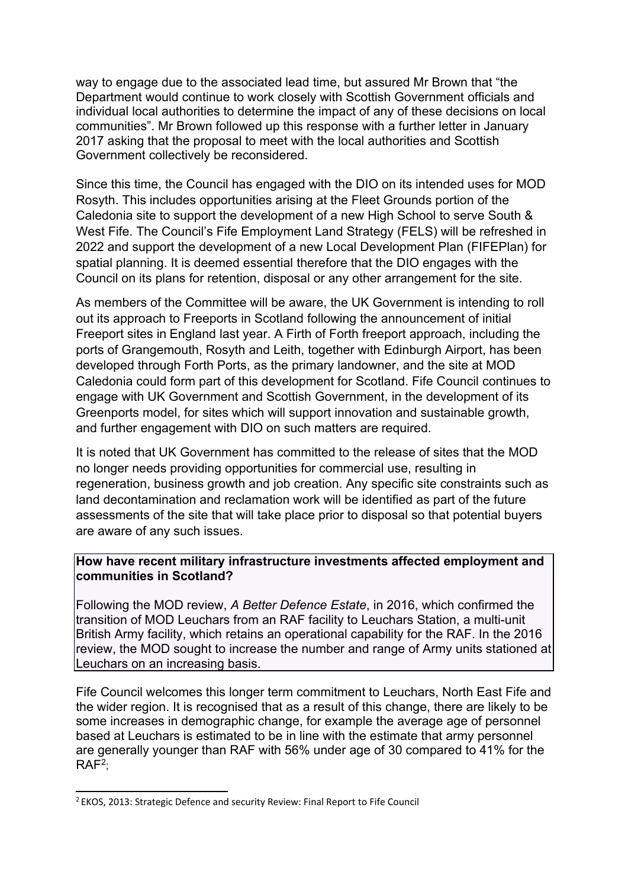way to engage due to the associated lead time, but assured Mr Brown that "the Department would continue to work closely with Scottish Government officials and individual local authorities to determine the impact of any of these decisions on local communities". Mr Brown followed up this response with a further letter in January 2017 asking that the proposal to meet with the local authorities and Scottish Government collectively be reconsidered.

Since this time, the Council has engaged with the DIO on its intended uses for MOD Rosyth. This includes opportunities arising at the Fleet Grounds portion of the Caledonia site to support the development of a new High School to serve South & West Fife. The Council's Fife Employment Land Strategy (FELS) will be refreshed in 2022 and support the development of a new Local Development Plan (FIFEPlan) for spatial planning. It is deemed essential therefore that the DIO engages with the Council on its plans for retention, disposal or any other arrangement for the site.

As members of the Committee will be aware, the UK Government is intending to roll out its approach to Freeports in Scotland following the announcement of initial Freeport sites in England last year. A Firth of Forth freeport approach, including the ports of Grangemouth, Rosyth and Leith, together with Edinburgh Airport, has been developed through Forth Ports, as the primary landowner, and the site at MOD Caledonia could form part of this development for Scotland. Fife Council continues to engage with UK Government and Scottish Government, in the development of its Greenports model, for sites which will support innovation and sustainable growth, and further engagement with DIO on such matters are required.

It is noted that UK Government has committed to the release of sites that the MOD no longer needs providing opportunities for commercial use, resulting in regeneration, business growth and job creation. Any specific site constraints such as land decontamination and reclamation work will be identified as part of the future assessments of the site that will take place prior to disposal so that potential buyers are aware of any such issues.

**How have recent military infrastructure investments affected employment and communities in Scotland?**

Following the MOD review, *A Better Defence Estate*, in 2016, which confirmed the transition of MOD Leuchars from an RAF facility to Leuchars Station, a multi-unit British Army facility, which retains an operational capability for the RAF. In the 2016 review, the MOD sought to increase the number and range of Army units stationed at Leuchars on an increasing basis.

Fife Council welcomes this longer term commitment to Leuchars, North East Fife and the wider region. It is recognised that as a result of this change, there are likely to be some increases in demographic change, for example the average age of personnel based at Leuchars is estimated to be in line with the estimate that army personnel are generally younger than RAF with 56% under age of 30 compared to 41% for the RAF[2];

[2] EKOS, 2013: Strategic Defence and security Review: Final Report to Fife Council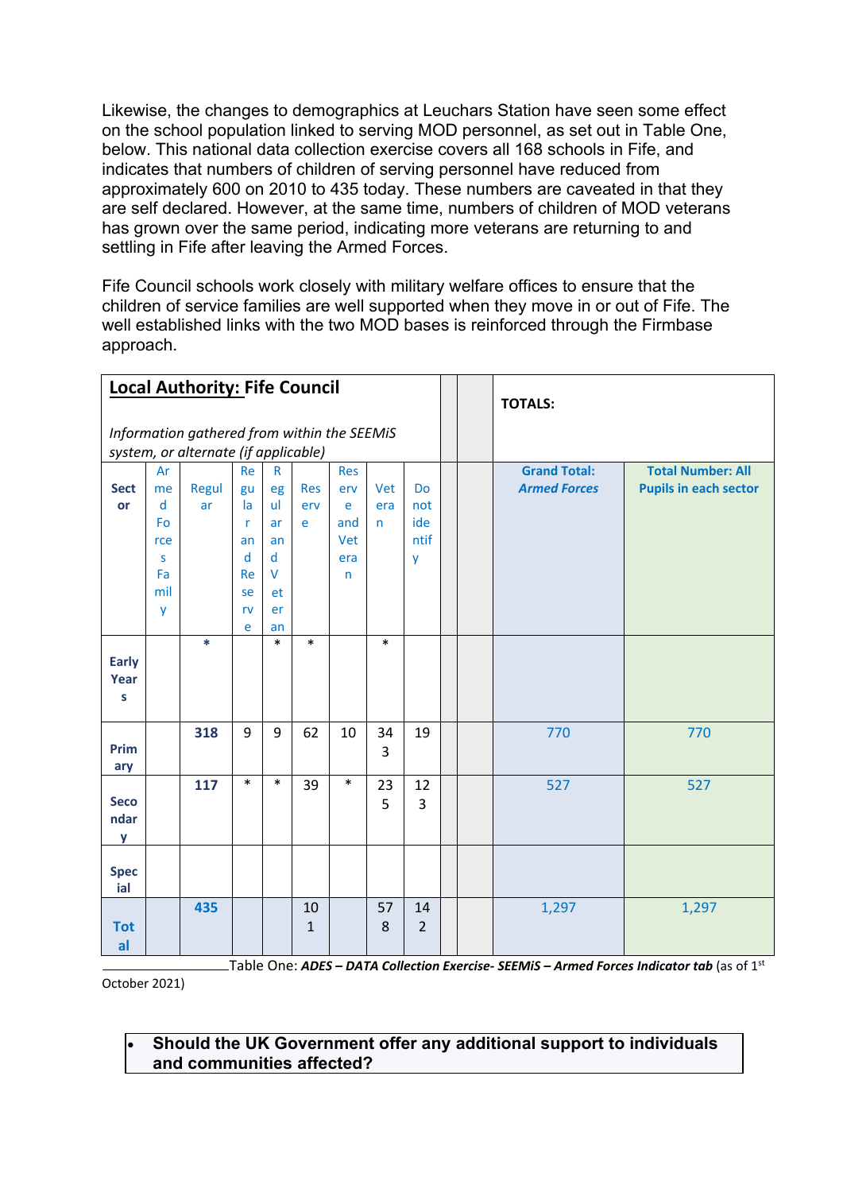Likewise, the changes to demographics at Leuchars Station have seen some effect on the school population linked to serving MOD personnel, as set out in Table One, below. This national data collection exercise covers all 168 schools in Fife, and indicates that numbers of children of serving personnel have reduced from approximately 600 on 2010 to 435 today. These numbers are caveated in that they are self declared. However, at the same time, numbers of children of MOD veterans has grown over the same period, indicating more veterans are returning to and settling in Fife after leaving the Armed Forces.

Fife Council schools work closely with military welfare offices to ensure that the children of service families are well supported when they move in or out of Fife. The well established links with the two MOD bases is reinforced through the Firmbase approach.

| **Local Authority: Fife Council** *Information gathered from within the SEEMiS system, or alternate (if applicable)* | | | | | | | | | | | **TOTALS:** | |
|---|---|---|---|---|---|---|---|---|---|---|---|---|
| **Sector** | Armed Forces Family | Regular | Regular and Reserve | Regular and Veteran | Reserve | Reserve and Veteran | Veteran | Do not identify | | | **Grand Total: *Armed Forces*** | **Total Number: All Pupils in each sector** |
| **Early Years** | | * | | * | * | | * | | | | | |
| **Primary** | | **318** | 9 | 9 | 62 | 10 | 343 | 19 | | | 770 | 770 |
| **Secondary** | | **117** | * | * | 39 | * | 235 | 123 | | | 527 | 527 |
| **Special** | | | | | | | | | | | | |
| **Total** | | **435** | | | 101 | | 578 | 142 | | | 1,297 | 1,297 |

Table One: ***ADES – DATA Collection Exercise- SEEMiS – Armed Forces Indicator tab*** (as of 1st October 2021)

- **Should the UK Government offer any additional support to individuals and communities affected?**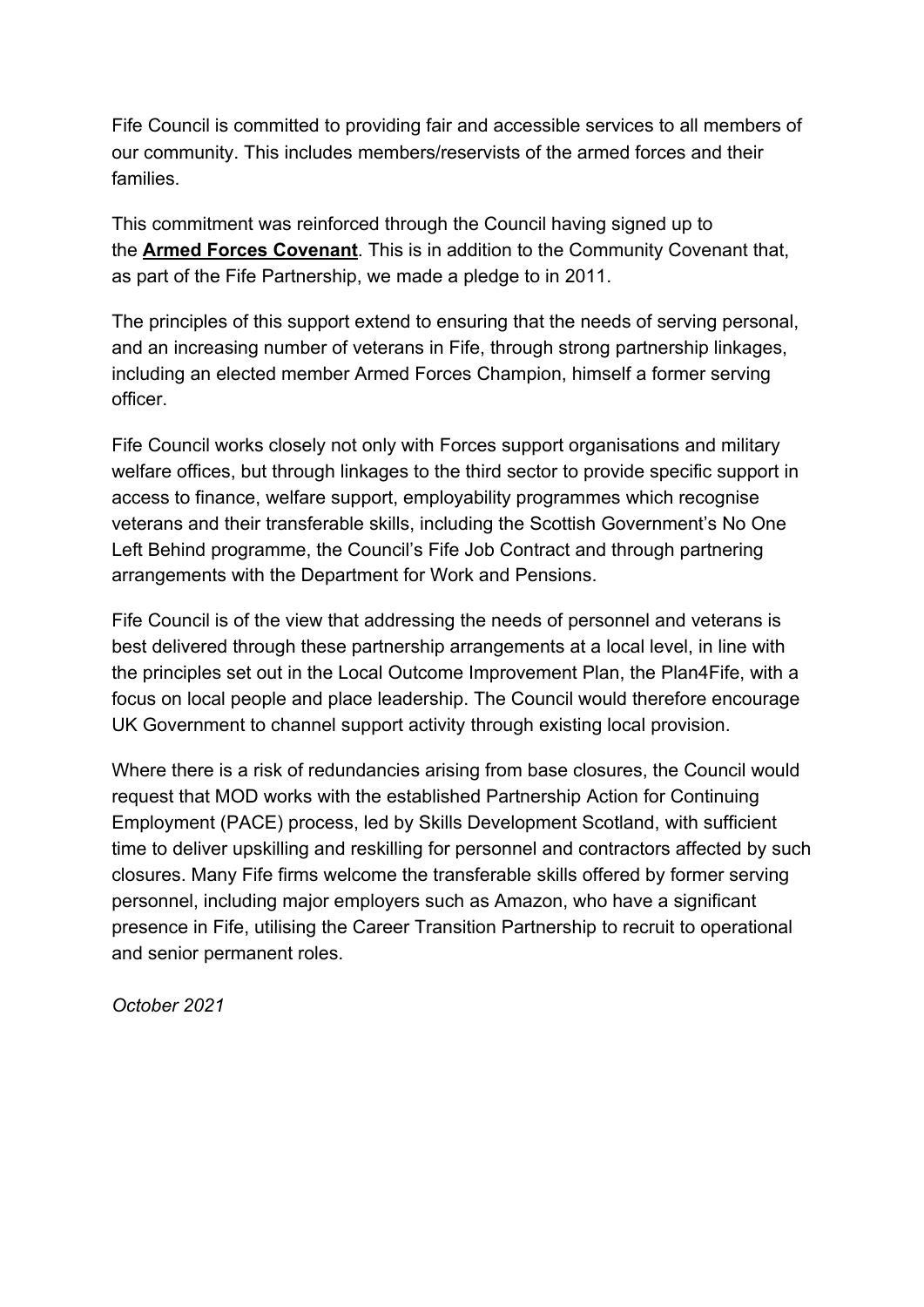Fife Council is committed to providing fair and accessible services to all members of our community. This includes members/reservists of the armed forces and their families.

This commitment was reinforced through the Council having signed up to the **Armed Forces Covenant**. This is in addition to the Community Covenant that, as part of the Fife Partnership, we made a pledge to in 2011.

The principles of this support extend to ensuring that the needs of serving personal, and an increasing number of veterans in Fife, through strong partnership linkages, including an elected member Armed Forces Champion, himself a former serving officer.

Fife Council works closely not only with Forces support organisations and military welfare offices, but through linkages to the third sector to provide specific support in access to finance, welfare support, employability programmes which recognise veterans and their transferable skills, including the Scottish Government's No One Left Behind programme, the Council's Fife Job Contract and through partnering arrangements with the Department for Work and Pensions.

Fife Council is of the view that addressing the needs of personnel and veterans is best delivered through these partnership arrangements at a local level, in line with the principles set out in the Local Outcome Improvement Plan, the Plan4Fife, with a focus on local people and place leadership. The Council would therefore encourage UK Government to channel support activity through existing local provision.

Where there is a risk of redundancies arising from base closures, the Council would request that MOD works with the established Partnership Action for Continuing Employment (PACE) process, led by Skills Development Scotland, with sufficient time to deliver upskilling and reskilling for personnel and contractors affected by such closures. Many Fife firms welcome the transferable skills offered by former serving personnel, including major employers such as Amazon, who have a significant presence in Fife, utilising the Career Transition Partnership to recruit to operational and senior permanent roles.

*October 2021*